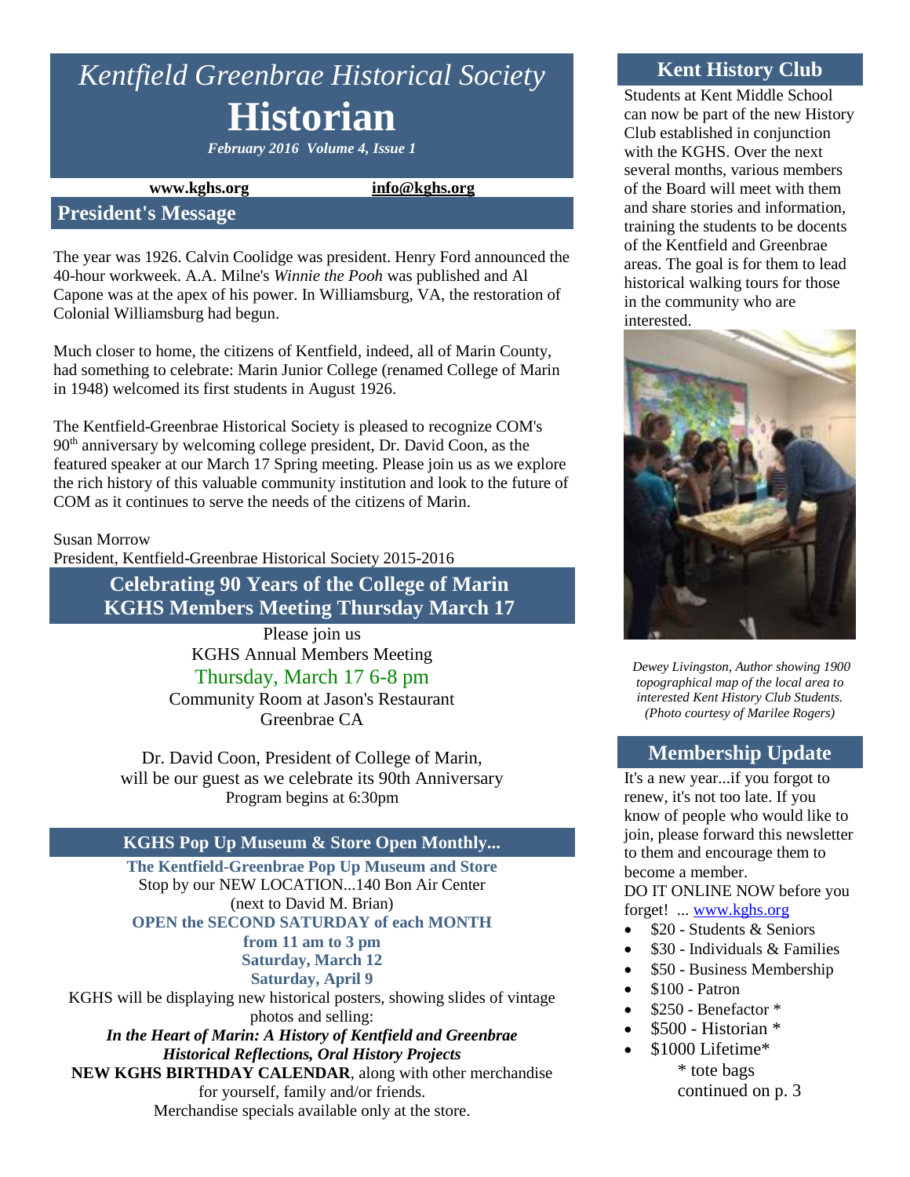# *Kentfield Greenbrae Historical Society*

# Historian

***February 2016 Volume 4, Issue 1***

**www.kghs.org** **info@kghs.org**

## President's Message

The year was 1926. Calvin Coolidge was president. Henry Ford announced the 40-hour workweek. A.A. Milne's *Winnie the Pooh* was published and Al Capone was at the apex of his power. In Williamsburg, VA, the restoration of Colonial Williamsburg had begun.

Much closer to home, the citizens of Kentfield, indeed, all of Marin County, had something to celebrate: Marin Junior College (renamed College of Marin in 1948) welcomed its first students in August 1926.

The Kentfield-Greenbrae Historical Society is pleased to recognize COM's 90th anniversary by welcoming college president, Dr. David Coon, as the featured speaker at our March 17 Spring meeting. Please join us as we explore the rich history of this valuable community institution and look to the future of COM as it continues to serve the needs of the citizens of Marin.

Susan Morrow
President, Kentfield-Greenbrae Historical Society 2015-2016

## Celebrating 90 Years of the College of Marin KGHS Members Meeting Thursday March 17

Please join us
KGHS Annual Members Meeting
Thursday, March 17 6-8 pm
Community Room at Jason's Restaurant
Greenbrae CA

Dr. David Coon, President of College of Marin, will be our guest as we celebrate its 90th Anniversary
Program begins at 6:30pm

## KGHS Pop Up Museum & Store Open Monthly...

**The Kentfield-Greenbrae Pop Up Museum and Store**
Stop by our NEW LOCATION...140 Bon Air Center (next to David M. Brian)
**OPEN the SECOND SATURDAY of each MONTH from 11 am to 3 pm**
**Saturday, March 12**
**Saturday, April 9**

KGHS will be displaying new historical posters, showing slides of vintage photos and selling:
***In the Heart of Marin: A History of Kentfield and Greenbrae***
***Historical Reflections, Oral History Projects***
**NEW KGHS BIRTHDAY CALENDAR**, along with other merchandise for yourself, family and/or friends.
Merchandise specials available only at the store.

## Kent History Club

Students at Kent Middle School can now be part of the new History Club established in conjunction with the KGHS. Over the next several months, various members of the Board will meet with them and share stories and information, training the students to be docents of the Kentfield and Greenbrae areas. The goal is for them to lead historical walking tours for those in the community who are interested.

*Dewey Livingston, Author showing 1900 topographical map of the local area to interested Kent History Club Students. (Photo courtesy of Marilee Rogers)*

## Membership Update

It's a new year...if you forgot to renew, it's not too late. If you know of people who would like to join, please forward this newsletter to them and encourage them to become a member.
DO IT ONLINE NOW before you forget! ... www.kghs.org

- $20 - Students & Seniors
- $30 - Individuals & Families
- $50 - Business Membership
- $100 - Patron
- $250 - Benefactor *
- $500 - Historian *
- $1000 Lifetime*

\* tote bags
continued on p. 3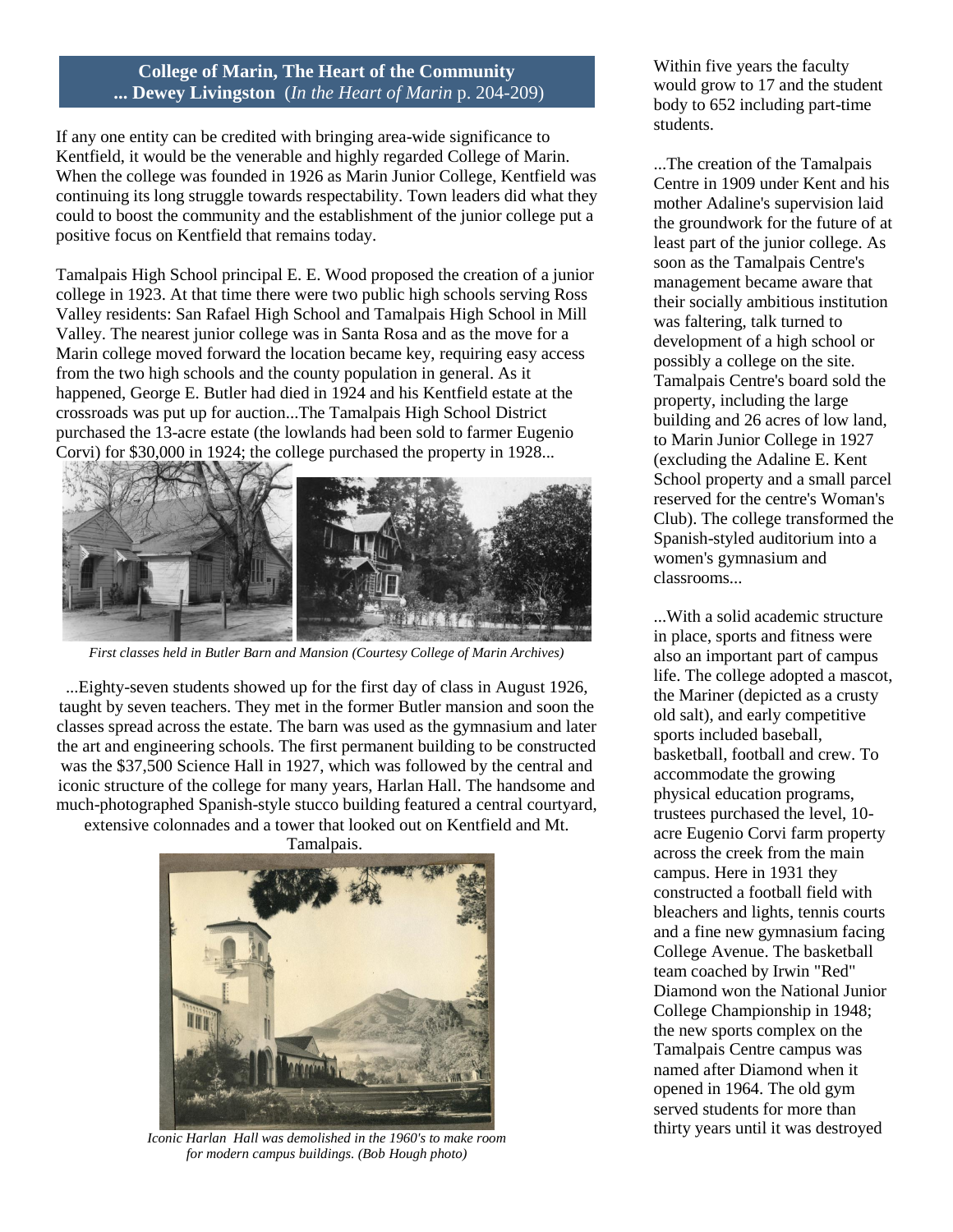## College of Marin, The Heart of the Community ... Dewey Livingston (*In the Heart of Marin* p. 204-209)

If any one entity can be credited with bringing area-wide significance to Kentfield, it would be the venerable and highly regarded College of Marin. When the college was founded in 1926 as Marin Junior College, Kentfield was continuing its long struggle towards respectability. Town leaders did what they could to boost the community and the establishment of the junior college put a positive focus on Kentfield that remains today.

Tamalpais High School principal E. E. Wood proposed the creation of a junior college in 1923. At that time there were two public high schools serving Ross Valley residents: San Rafael High School and Tamalpais High School in Mill Valley. The nearest junior college was in Santa Rosa and as the move for a Marin college moved forward the location became key, requiring easy access from the two high schools and the county population in general. As it happened, George E. Butler had died in 1924 and his Kentfield estate at the crossroads was put up for auction...The Tamalpais High School District purchased the 13-acre estate (the lowlands had been sold to farmer Eugenio Corvi) for $30,000 in 1924; the college purchased the property in 1928...

*First classes held in Butler Barn and Mansion (Courtesy College of Marin Archives)*

...Eighty-seven students showed up for the first day of class in August 1926, taught by seven teachers. They met in the former Butler mansion and soon the classes spread across the estate. The barn was used as the gymnasium and later the art and engineering schools. The first permanent building to be constructed was the $37,500 Science Hall in 1927, which was followed by the central and iconic structure of the college for many years, Harlan Hall. The handsome and much-photographed Spanish-style stucco building featured a central courtyard, extensive colonnades and a tower that looked out on Kentfield and Mt. Tamalpais.

*Iconic Harlan Hall was demolished in the 1960's to make room for modern campus buildings. (Bob Hough photo)*

Within five years the faculty would grow to 17 and the student body to 652 including part-time students.

...The creation of the Tamalpais Centre in 1909 under Kent and his mother Adaline's supervision laid the groundwork for the future of at least part of the junior college. As soon as the Tamalpais Centre's management became aware that their socially ambitious institution was faltering, talk turned to development of a high school or possibly a college on the site. Tamalpais Centre's board sold the property, including the large building and 26 acres of low land, to Marin Junior College in 1927 (excluding the Adaline E. Kent School property and a small parcel reserved for the centre's Woman's Club). The college transformed the Spanish-styled auditorium into a women's gymnasium and classrooms...

...With a solid academic structure in place, sports and fitness were also an important part of campus life. The college adopted a mascot, the Mariner (depicted as a crusty old salt), and early competitive sports included baseball, basketball, football and crew. To accommodate the growing physical education programs, trustees purchased the level, 10-acre Eugenio Corvi farm property across the creek from the main campus. Here in 1931 they constructed a football field with bleachers and lights, tennis courts and a fine new gymnasium facing College Avenue. The basketball team coached by Irwin "Red" Diamond won the National Junior College Championship in 1948; the new sports complex on the Tamalpais Centre campus was named after Diamond when it opened in 1964. The old gym served students for more than thirty years until it was destroyed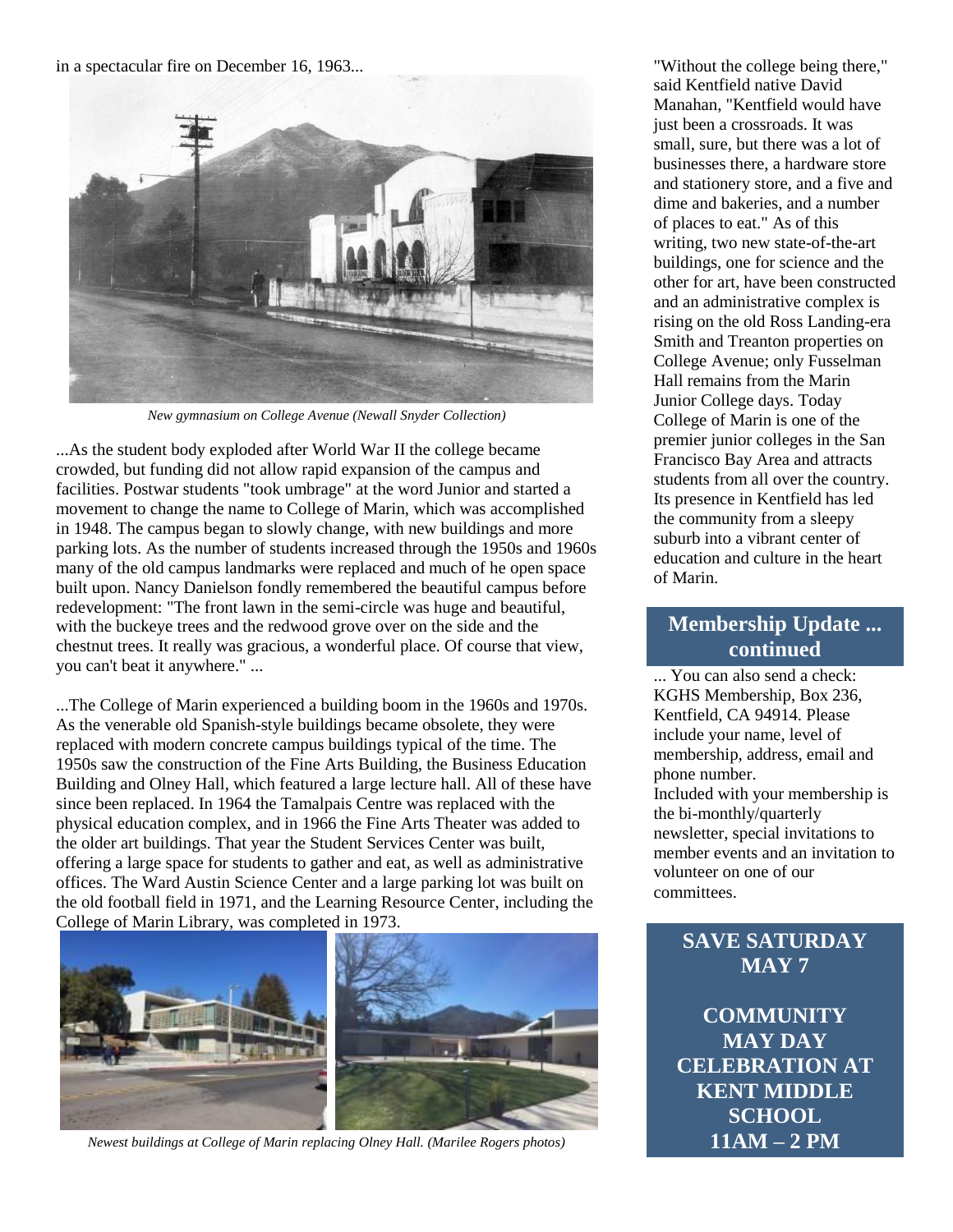in a spectacular fire on December 16, 1963...

*New gymnasium on College Avenue (Newall Snyder Collection)*

...As the student body exploded after World War II the college became crowded, but funding did not allow rapid expansion of the campus and facilities. Postwar students "took umbrage" at the word Junior and started a movement to change the name to College of Marin, which was accomplished in 1948. The campus began to slowly change, with new buildings and more parking lots. As the number of students increased through the 1950s and 1960s many of the old campus landmarks were replaced and much of he open space built upon. Nancy Danielson fondly remembered the beautiful campus before redevelopment: "The front lawn in the semi-circle was huge and beautiful, with the buckeye trees and the redwood grove over on the side and the chestnut trees. It really was gracious, a wonderful place. Of course that view, you can't beat it anywhere." ...

...The College of Marin experienced a building boom in the 1960s and 1970s. As the venerable old Spanish-style buildings became obsolete, they were replaced with modern concrete campus buildings typical of the time. The 1950s saw the construction of the Fine Arts Building, the Business Education Building and Olney Hall, which featured a large lecture hall. All of these have since been replaced. In 1964 the Tamalpais Centre was replaced with the physical education complex, and in 1966 the Fine Arts Theater was added to the older art buildings. That year the Student Services Center was built, offering a large space for students to gather and eat, as well as administrative offices. The Ward Austin Science Center and a large parking lot was built on the old football field in 1971, and the Learning Resource Center, including the College of Marin Library, was completed in 1973.

*Newest buildings at College of Marin replacing Olney Hall. (Marilee Rogers photos)*

"Without the college being there," said Kentfield native David Manahan, "Kentfield would have just been a crossroads. It was small, sure, but there was a lot of businesses there, a hardware store and stationery store, and a five and dime and bakeries, and a number of places to eat." As of this writing, two new state-of-the-art buildings, one for science and the other for art, have been constructed and an administrative complex is rising on the old Ross Landing-era Smith and Treanton properties on College Avenue; only Fusselman Hall remains from the Marin Junior College days. Today College of Marin is one of the premier junior colleges in the San Francisco Bay Area and attracts students from all over the country. Its presence in Kentfield has led the community from a sleepy suburb into a vibrant center of education and culture in the heart of Marin.

## Membership Update ... continued

... You can also send a check: KGHS Membership, Box 236, Kentfield, CA 94914. Please include your name, level of membership, address, email and phone number.
Included with your membership is the bi-monthly/quarterly newsletter, special invitations to member events and an invitation to volunteer on one of our committees.

**SAVE SATURDAY MAY 7**

**COMMUNITY MAY DAY CELEBRATION AT KENT MIDDLE SCHOOL 11AM – 2 PM**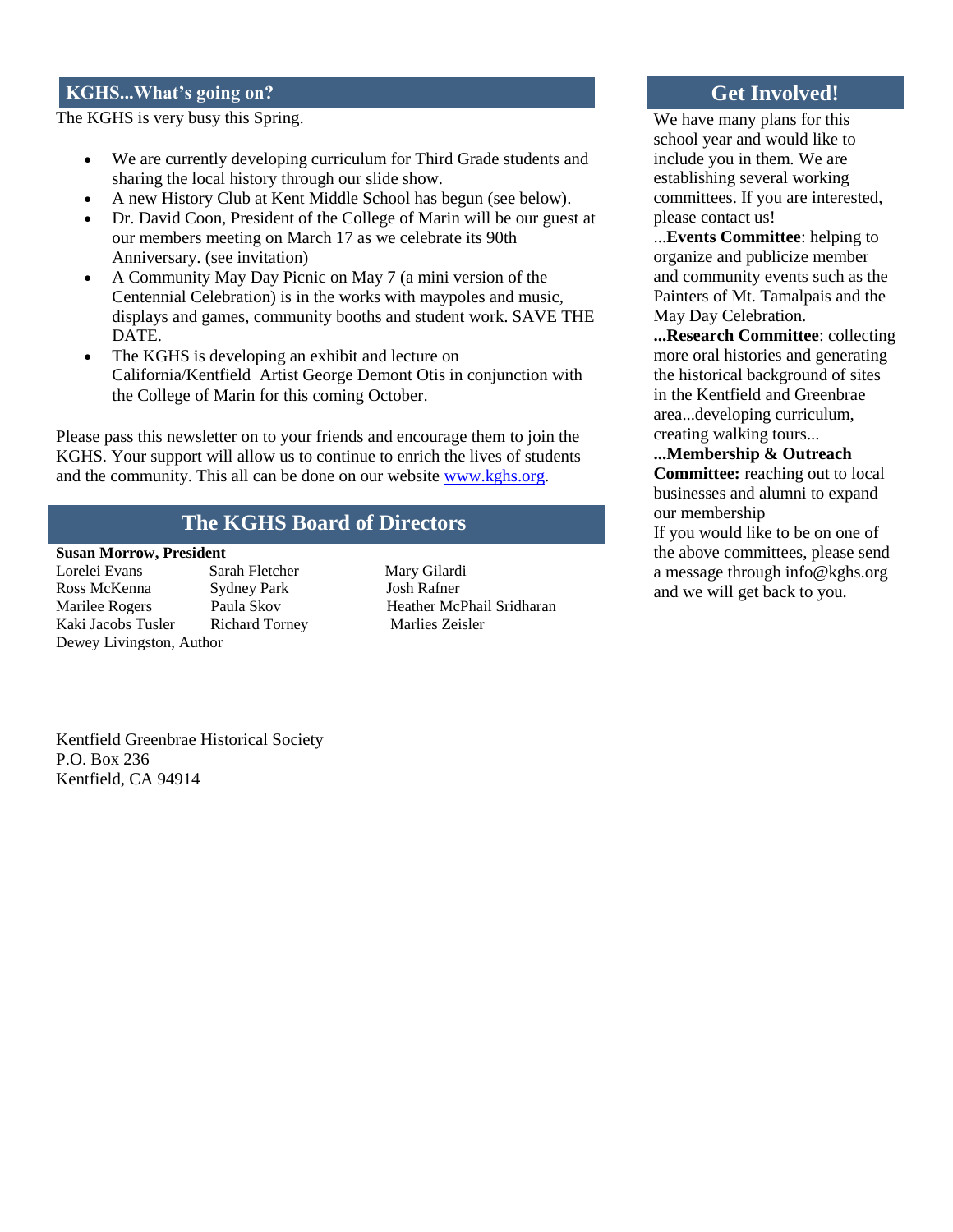## KGHS...What's going on?

The KGHS is very busy this Spring.

- We are currently developing curriculum for Third Grade students and sharing the local history through our slide show.
- A new History Club at Kent Middle School has begun (see below).
- Dr. David Coon, President of the College of Marin will be our guest at our members meeting on March 17 as we celebrate its 90th Anniversary. (see invitation)
- A Community May Day Picnic on May 7 (a mini version of the Centennial Celebration) is in the works with maypoles and music, displays and games, community booths and student work. SAVE THE DATE.
- The KGHS is developing an exhibit and lecture on California/Kentfield Artist George Demont Otis in conjunction with the College of Marin for this coming October.

Please pass this newsletter on to your friends and encourage them to join the KGHS. Your support will allow us to continue to enrich the lives of students and the community. This all can be done on our website www.kghs.org.

## The KGHS Board of Directors

**Susan Morrow, President**

| | | |
|---|---|---|
| Lorelei Evans | Sarah Fletcher | Mary Gilardi |
| Ross McKenna | Sydney Park | Josh Rafner |
| Marilee Rogers | Paula Skov | Heather McPhail Sridharan |
| Kaki Jacobs Tusler | Richard Torney | Marlies Zeisler |

Dewey Livingston, Author

Kentfield Greenbrae Historical Society
P.O. Box 236
Kentfield, CA 94914

## Get Involved!

We have many plans for this school year and would like to include you in them. We are establishing several working committees. If you are interested, please contact us!

...**Events Committee**: helping to organize and publicize member and community events such as the Painters of Mt. Tamalpais and the May Day Celebration.

**...Research Committee**: collecting more oral histories and generating the historical background of sites in the Kentfield and Greenbrae area...developing curriculum, creating walking tours...

**...Membership & Outreach Committee:** reaching out to local businesses and alumni to expand our membership

If you would like to be on one of the above committees, please send a message through info@kghs.org and we will get back to you.